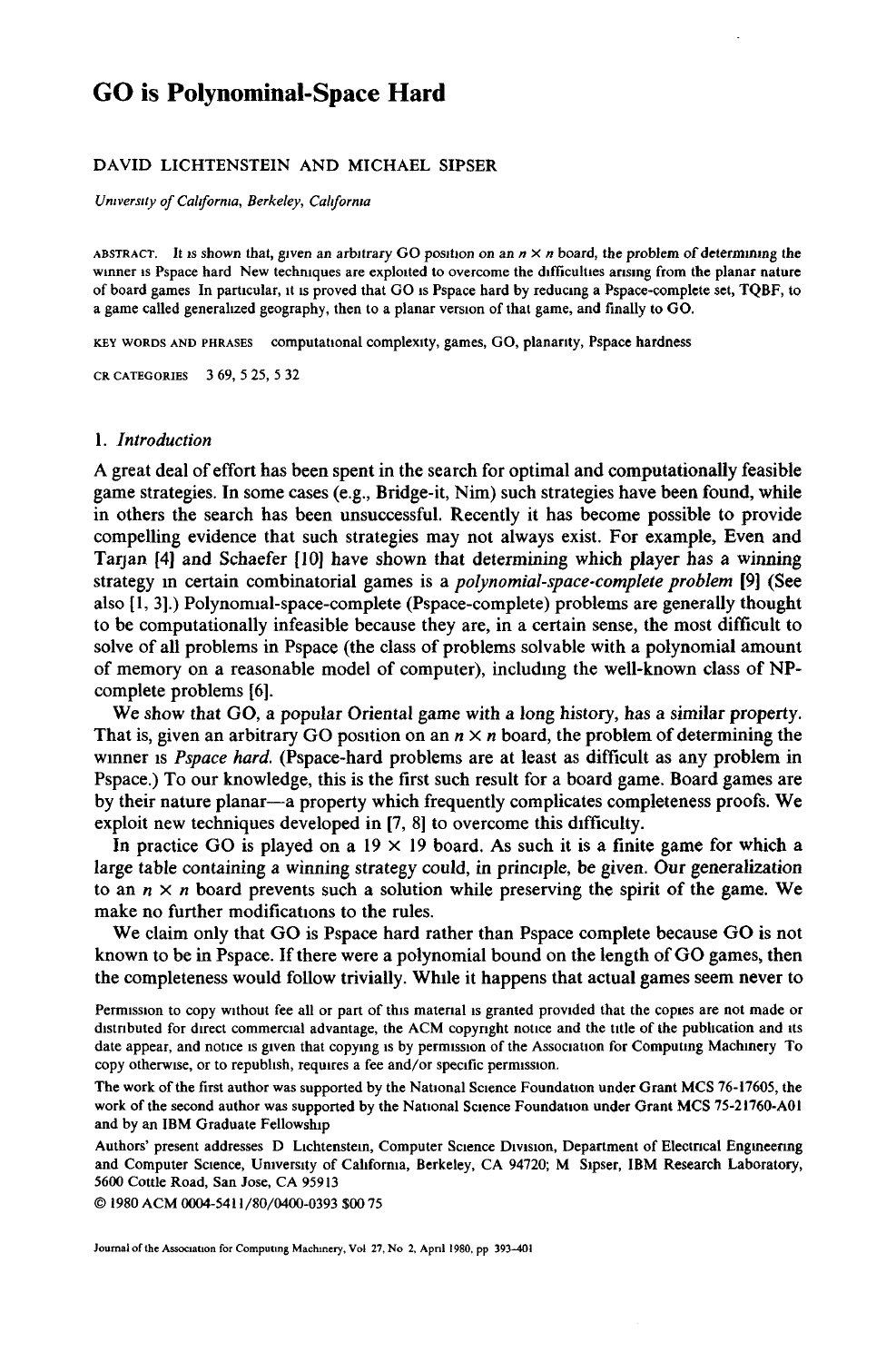# GO is Polynominal-Space Hard

DAVID LICHTENSTEIN AND MICHAEL SIPSER

*University of California, Berkeley, California*

ABSTRACT. It is shown that, given an arbitrary GO position on an $n \times n$ board, the problem of determining the winner is Pspace hard New techniques are exploited to overcome the difficulties arising from the planar nature of board games In particular, it is proved that GO is Pspace hard by reducing a Pspace-complete set, TQBF, to a game called generalized geography, then to a planar version of that game, and finally to GO.

KEY WORDS AND PHRASES computational complexity, games, GO, planarity, Pspace hardness

CR CATEGORIES 3 69, 5 25, 5 32

## 1. *Introduction*

A great deal of effort has been spent in the search for optimal and computationally feasible game strategies. In some cases (e.g., Bridge-it, Nim) such strategies have been found, while in others the search has been unsuccessful. Recently it has become possible to provide compelling evidence that such strategies may not always exist. For example, Even and Tarjan [4] and Schaefer [10] have shown that determining which player has a winning strategy in certain combinatorial games is a *polynomial-space-complete problem* [9] (See also [1, 3].) Polynomial-space-complete (Pspace-complete) problems are generally thought to be computationally infeasible because they are, in a certain sense, the most difficult to solve of all problems in Pspace (the class of problems solvable with a polynomial amount of memory on a reasonable model of computer), including the well-known class of NP-complete problems [6].

We show that GO, a popular Oriental game with a long history, has a similar property. That is, given an arbitrary GO position on an $n \times n$ board, the problem of determining the winner is *Pspace hard.* (Pspace-hard problems are at least as difficult as any problem in Pspace.) To our knowledge, this is the first such result for a board game. Board games are by their nature planar—a property which frequently complicates completeness proofs. We exploit new techniques developed in [7, 8] to overcome this difficulty.

In practice GO is played on a $19 \times 19$ board. As such it is a finite game for which a large table containing a winning strategy could, in principle, be given. Our generalization to an $n \times n$ board prevents such a solution while preserving the spirit of the game. We make no further modifications to the rules.

We claim only that GO is Pspace hard rather than Pspace complete because GO is not known to be in Pspace. If there were a polynomial bound on the length of GO games, then the completeness would follow trivially. While it happens that actual games seem never to

Permission to copy without fee all or part of this material is granted provided that the copies are not made or distributed for direct commercial advantage, the ACM copyright notice and the title of the publication and its date appear, and notice is given that copying is by permission of the Association for Computing Machinery To copy otherwise, or to republish, requires a fee and/or specific permission.

The work of the first author was supported by the National Science Foundation under Grant MCS 76-17605, the work of the second author was supported by the National Science Foundation under Grant MCS 75-21760-A01 and by an IBM Graduate Fellowship

Authors' present addresses D Lichtenstein, Computer Science Division, Department of Electrical Engineering and Computer Science, University of California, Berkeley, CA 94720; M Sipser, IBM Research Laboratory, 5600 Cottle Road, San Jose, CA 95913

© 1980 ACM 0004-5411/80/0400-0393 $00 75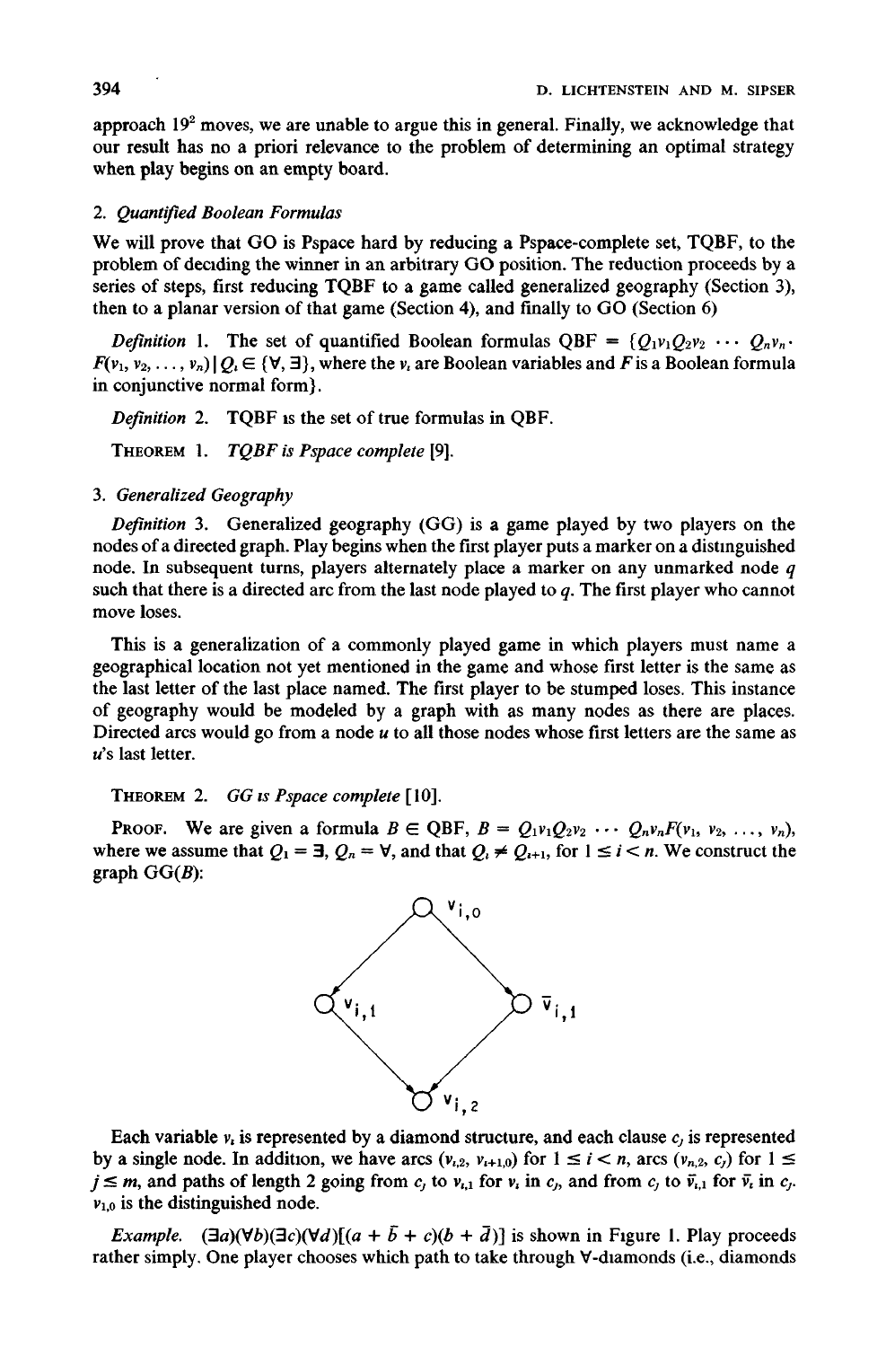approach $19^2$ moves, we are unable to argue this in general. Finally, we acknowledge that our result has no a priori relevance to the problem of determining an optimal strategy when play begins on an empty board.

## 2. *Quantified Boolean Formulas*

We will prove that GO is Pspace hard by reducing a Pspace-complete set, TQBF, to the problem of deciding the winner in an arbitrary GO position. The reduction proceeds by a series of steps, first reducing TQBF to a game called generalized geography (Section 3), then to a planar version of that game (Section 4), and finally to GO (Section 6)

*Definition* 1. The set of quantified Boolean formulas QBF = $\{Q_1 v_1 Q_2 v_2 \cdots Q_n v_n \cdot F(v_1, v_2, \ldots, v_n) \mid Q_i \in \{\forall, \exists\}$, where the $v_i$ are Boolean variables and $F$ is a Boolean formula in conjunctive normal form$\}$.

*Definition* 2. TQBF is the set of true formulas in QBF.

THEOREM 1. *TQBF is Pspace complete* [9].

## 3. *Generalized Geography*

*Definition* 3. Generalized geography (GG) is a game played by two players on the nodes of a directed graph. Play begins when the first player puts a marker on a distinguished node. In subsequent turns, players alternately place a marker on any unmarked node $q$ such that there is a directed arc from the last node played to $q$. The first player who cannot move loses.

This is a generalization of a commonly played game in which players must name a geographical location not yet mentioned in the game and whose first letter is the same as the last letter of the last place named. The first player to be stumped loses. This instance of geography would be modeled by a graph with as many nodes as there are places. Directed arcs would go from a node $u$ to all those nodes whose first letters are the same as $u$'s last letter.

THEOREM 2. *GG is Pspace complete* [10].

PROOF. We are given a formula $B \in$ QBF, $B = Q_1 v_1 Q_2 v_2 \cdots Q_n v_n F(v_1, v_2, \ldots, v_n)$, where we assume that $Q_1 = \exists$, $Q_n = \forall$, and that $Q_i \neq Q_{i+1}$, for $1 \leq i < n$. We construct the graph GG($B$):

$v_{i,0}$

$v_{i,1}$ $\bar{v}_{i,1}$

$v_{i,2}$

Each variable $v_i$ is represented by a diamond structure, and each clause $c_j$ is represented by a single node. In addition, we have arcs $(v_{i,2}, v_{i+1,0})$ for $1 \leq i < n$, arcs $(v_{n,2}, c_j)$ for $1 \leq j \leq m$, and paths of length 2 going from $c_j$ to $v_{i,1}$ for $v_i$ in $c_j$, and from $c_j$ to $\bar{v}_{i,1}$ for $\bar{v}_i$ in $c_j$. $v_{1,0}$ is the distinguished node.

*Example.* $(\exists a)(\forall b)(\exists c)(\forall d)[(a + \bar{b} + c)(b + \bar{d})]$ is shown in Figure 1. Play proceeds rather simply. One player chooses which path to take through $\forall$-diamonds (i.e., diamonds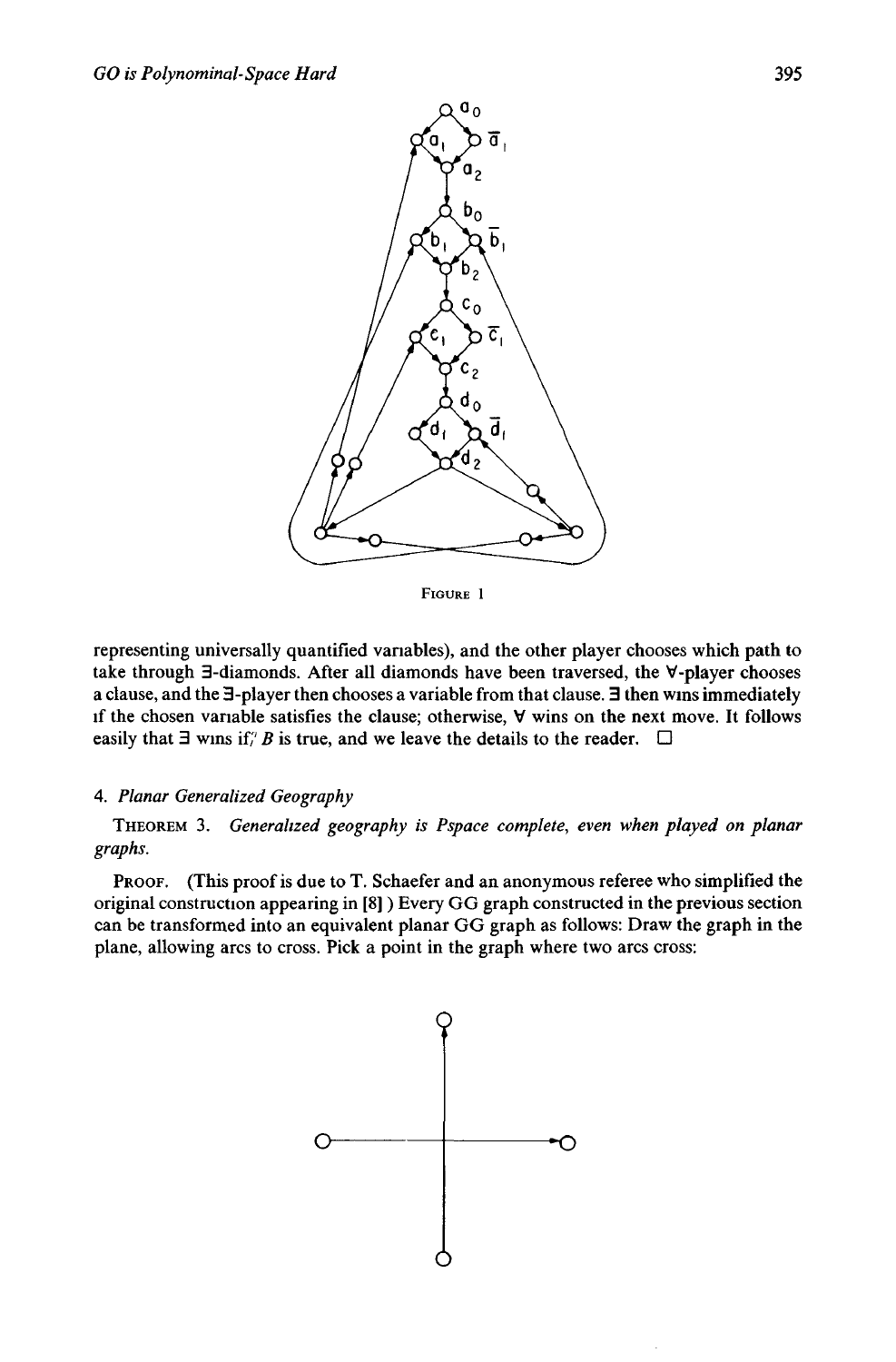FIGURE 1

representing universally quantified variables), and the other player chooses which path to take through ∃-diamonds. After all diamonds have been traversed, the ∀-player chooses a clause, and the ∃-player then chooses a variable from that clause. ∃ then wins immediately if the chosen variable satisfies the clause; otherwise, ∀ wins on the next move. It follows easily that ∃ wins iff $B$ is true, and we leave the details to the reader. □

## 4. *Planar Generalized Geography*

THEOREM 3. *Generalized geography is Pspace complete, even when played on planar graphs.*

PROOF. (This proof is due to T. Schaefer and an anonymous referee who simplified the original construction appearing in [8].) Every GG graph constructed in the previous section can be transformed into an equivalent planar GG graph as follows: Draw the graph in the plane, allowing arcs to cross. Pick a point in the graph where two arcs cross: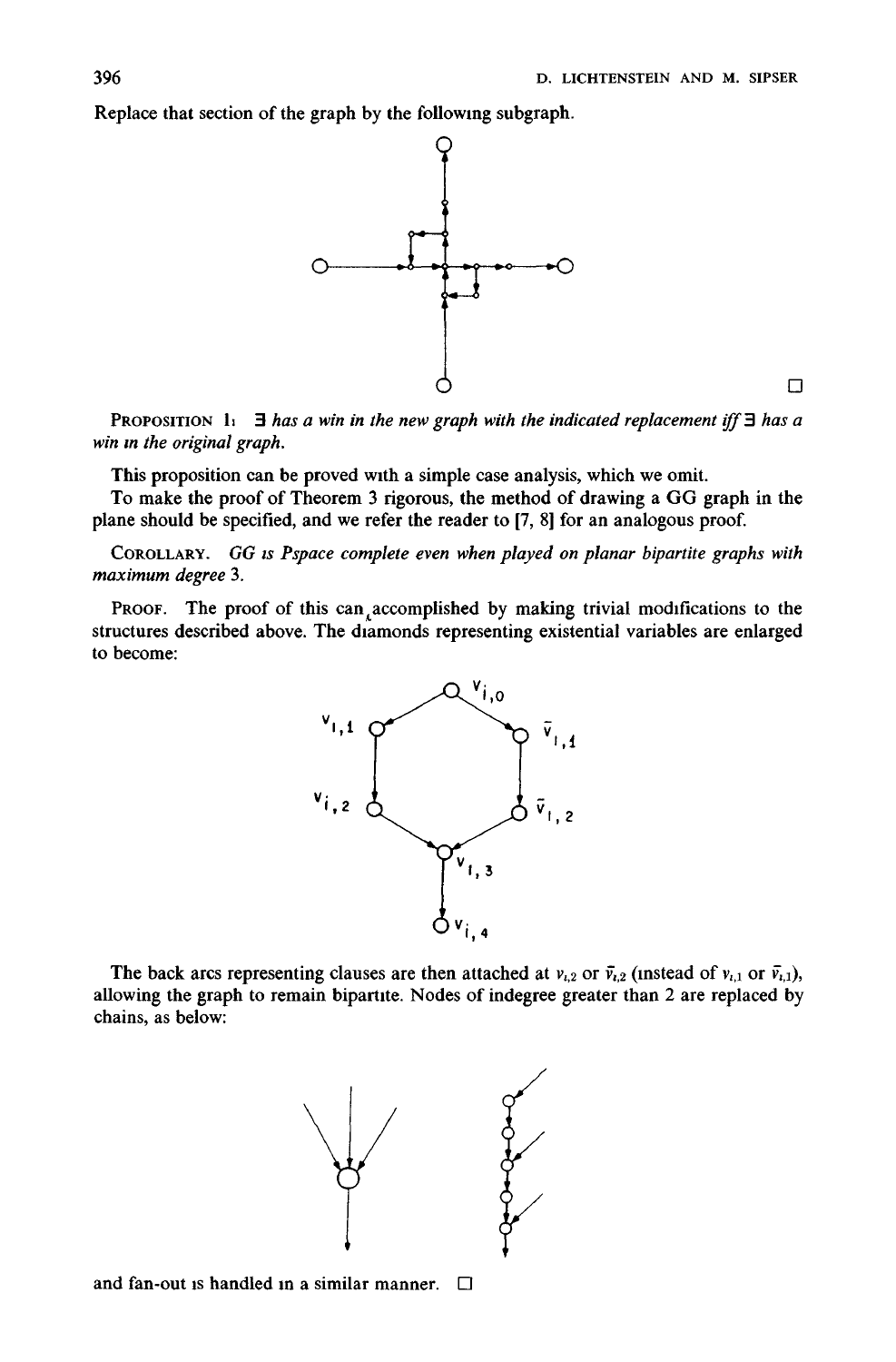Replace that section of the graph by the following subgraph.

□

**Proposition 1:** *∃ has a win in the new graph with the indicated replacement iff ∃ has a win in the original graph.*

This proposition can be proved with a simple case analysis, which we omit.

To make the proof of Theorem 3 rigorous, the method of drawing a GG graph in the plane should be specified, and we refer the reader to [7, 8] for an analogous proof.

**Corollary.** *GG is Pspace complete even when played on planar bipartite graphs with maximum degree 3.*

**Proof.** The proof of this can accomplished by making trivial modifications to the structures described above. The diamonds representing existential variables are enlarged to become:

The back arcs representing clauses are then attached at $v_{i,2}$ or $\bar{v}_{i,2}$ (instead of $v_{i,1}$ or $\bar{v}_{i,1}$), allowing the graph to remain bipartite. Nodes of indegree greater than 2 are replaced by chains, as below:

and fan-out is handled in a similar manner. □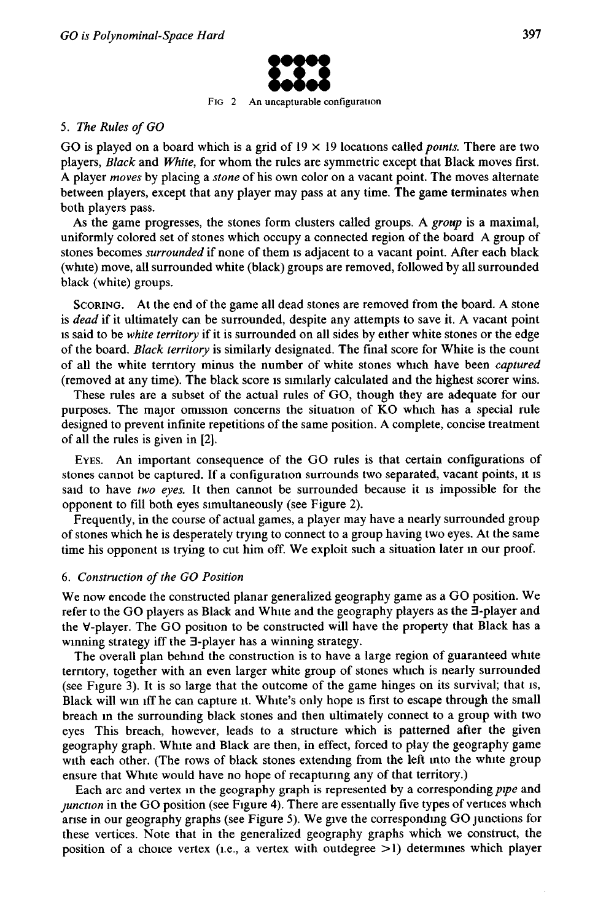FIG 2 An uncapturable configuration

### 5. *The Rules of GO*

GO is played on a board which is a grid of 19 × 19 locations called *points.* There are two players, *Black* and *White,* for whom the rules are symmetric except that Black moves first. A player *moves* by placing a *stone* of his own color on a vacant point. The moves alternate between players, except that any player may pass at any time. The game terminates when both players pass.

As the game progresses, the stones form clusters called groups. A *group* is a maximal, uniformly colored set of stones which occupy a connected region of the board A group of stones becomes *surrounded* if none of them is adjacent to a vacant point. After each black (white) move, all surrounded white (black) groups are removed, followed by all surrounded black (white) groups.

SCORING. At the end of the game all dead stones are removed from the board. A stone is *dead* if it ultimately can be surrounded, despite any attempts to save it. A vacant point is said to be *white territory* if it is surrounded on all sides by either white stones or the edge of the board. *Black territory* is similarly designated. The final score for White is the count of all the white territory minus the number of white stones which have been *captured* (removed at any time). The black score is similarly calculated and the highest scorer wins.

These rules are a subset of the actual rules of GO, though they are adequate for our purposes. The major omission concerns the situation of KO which has a special rule designed to prevent infinite repetitions of the same position. A complete, concise treatment of all the rules is given in [2].

EYES. An important consequence of the GO rules is that certain configurations of stones cannot be captured. If a configuration surrounds two separated, vacant points, it is said to have *two eyes.* It then cannot be surrounded because it is impossible for the opponent to fill both eyes simultaneously (see Figure 2).

Frequently, in the course of actual games, a player may have a nearly surrounded group of stones which he is desperately trying to connect to a group having two eyes. At the same time his opponent is trying to cut him off. We exploit such a situation later in our proof.

### 6. *Construction of the GO Position*

We now encode the constructed planar generalized geography game as a GO position. We refer to the GO players as Black and White and the geography players as the ∃-player and the ∀-player. The GO position to be constructed will have the property that Black has a winning strategy iff the ∃-player has a winning strategy.

The overall plan behind the construction is to have a large region of guaranteed white territory, together with an even larger white group of stones which is nearly surrounded (see Figure 3). It is so large that the outcome of the game hinges on its survival; that is, Black will win iff he can capture it. White's only hope is first to escape through the small breach in the surrounding black stones and then ultimately connect to a group with two eyes This breach, however, leads to a structure which is patterned after the given geography graph. White and Black are then, in effect, forced to play the geography game with each other. (The rows of black stones extending from the left into the white group ensure that White would have no hope of recapturing any of that territory.)

Each arc and vertex in the geography graph is represented by a corresponding *pipe* and *junction* in the GO position (see Figure 4). There are essentially five types of vertices which arise in our geography graphs (see Figure 5). We give the corresponding GO junctions for these vertices. Note that in the generalized geography graphs which we construct, the position of a choice vertex (i.e., a vertex with outdegree >1) determines which player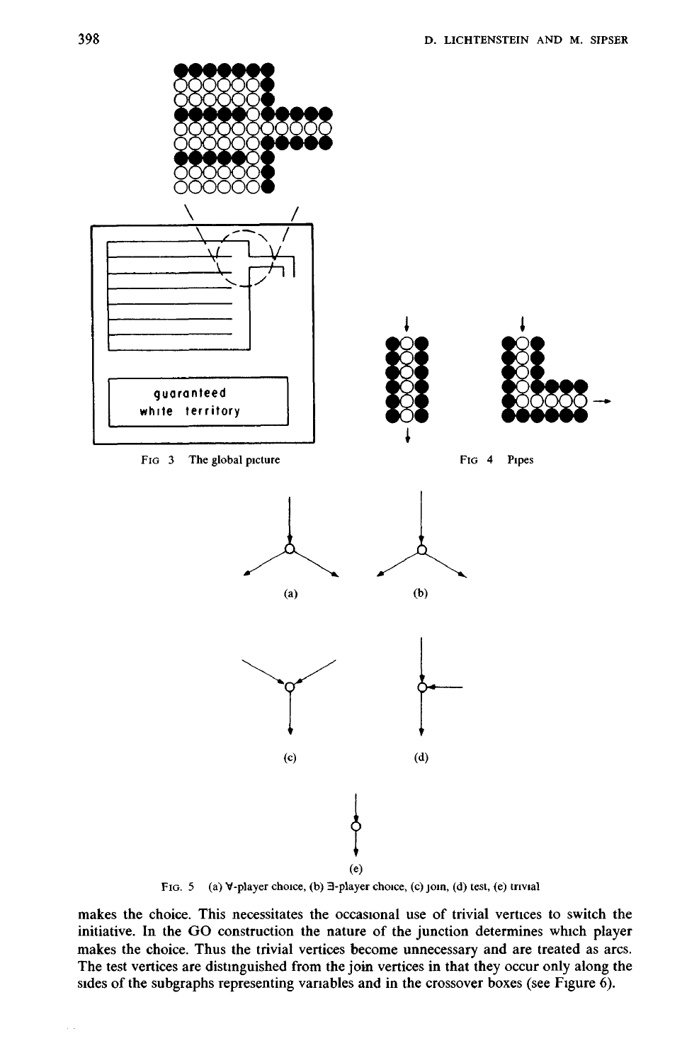guaranteed white territory

FIG 3 The global picture

FIG 4 Pipes

(a) (b)

(c) (d)

(e)

FIG. 5 (a) ∀-player choice, (b) ∃-player choice, (c) join, (d) test, (e) trivial

makes the choice. This necessitates the occasional use of trivial vertices to switch the initiative. In the GO construction the nature of the junction determines which player makes the choice. Thus the trivial vertices become unnecessary and are treated as arcs. The test vertices are distinguished from the join vertices in that they occur only along the sides of the subgraphs representing variables and in the crossover boxes (see Figure 6).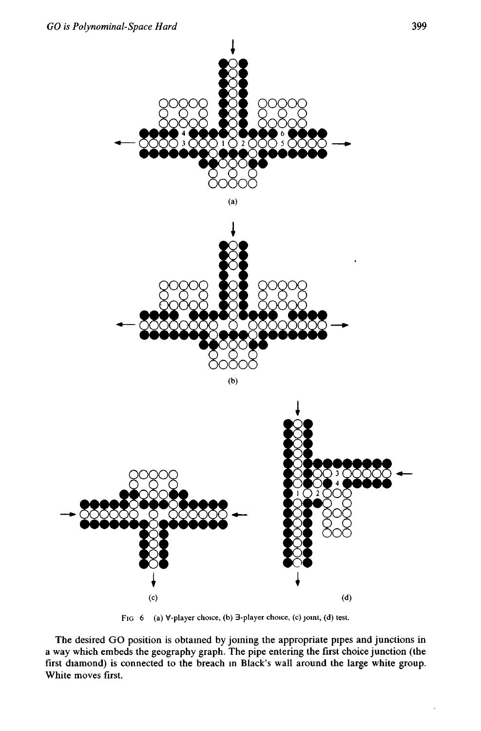FIG 6 (a) ∀-player choice, (b) ∃-player choice, (c) joint, (d) test.

The desired GO position is obtained by joining the appropriate pipes and junctions in a way which embeds the geography graph. The pipe entering the first choice junction (the first diamond) is connected to the breach in Black's wall around the large white group. White moves first.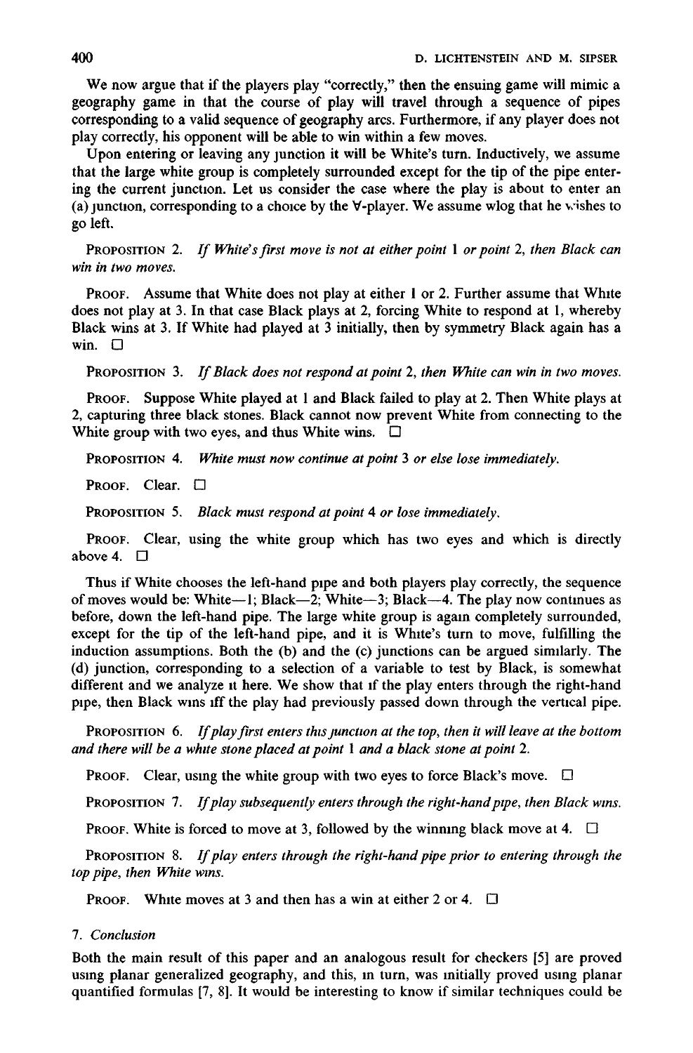We now argue that if the players play "correctly," then the ensuing game will mimic a geography game in that the course of play will travel through a sequence of pipes corresponding to a valid sequence of geography arcs. Furthermore, if any player does not play correctly, his opponent will be able to win within a few moves.

Upon entering or leaving any junction it will be White's turn. Inductively, we assume that the large white group is completely surrounded except for the tip of the pipe entering the current junction. Let us consider the case where the play is about to enter an (a) junction, corresponding to a choice by the ∀-player. We assume wlog that he wishes to go left.

PROPOSITION 2. *If White's first move is not at either point* 1 *or point* 2, *then Black can win in two moves.*

PROOF. Assume that White does not play at either 1 or 2. Further assume that White does not play at 3. In that case Black plays at 2, forcing White to respond at 1, whereby Black wins at 3. If White had played at 3 initially, then by symmetry Black again has a win. □

PROPOSITION 3. *If Black does not respond at point* 2, *then White can win in two moves.*

PROOF. Suppose White played at 1 and Black failed to play at 2. Then White plays at 2, capturing three black stones. Black cannot now prevent White from connecting to the White group with two eyes, and thus White wins. □

PROPOSITION 4. *White must now continue at point* 3 *or else lose immediately.*

PROOF. Clear. □

PROPOSITION 5. *Black must respond at point* 4 *or lose immediately.*

PROOF. Clear, using the white group which has two eyes and which is directly above 4. □

Thus if White chooses the left-hand pipe and both players play correctly, the sequence of moves would be: White—1; Black—2; White—3; Black—4. The play now continues as before, down the left-hand pipe. The large white group is again completely surrounded, except for the tip of the left-hand pipe, and it is White's turn to move, fulfilling the induction assumptions. Both the (b) and the (c) junctions can be argued similarly. The (d) junction, corresponding to a selection of a variable to test by Black, is somewhat different and we analyze it here. We show that if the play enters through the right-hand pipe, then Black wins iff the play had previously passed down through the vertical pipe.

PROPOSITION 6. *If play first enters this junction at the top, then it will leave at the bottom and there will be a white stone placed at point* 1 *and a black stone at point* 2.

PROOF. Clear, using the white group with two eyes to force Black's move. □

PROPOSITION 7. *If play subsequently enters through the right-hand pipe, then Black wins.*

PROOF. White is forced to move at 3, followed by the winning black move at 4. □

PROPOSITION 8. *If play enters through the right-hand pipe prior to entering through the top pipe, then White wins.*

PROOF. White moves at 3 and then has a win at either 2 or 4. □

## 7. *Conclusion*

Both the main result of this paper and an analogous result for checkers [5] are proved using planar generalized geography, and this, in turn, was initially proved using planar quantified formulas [7, 8]. It would be interesting to know if similar techniques could be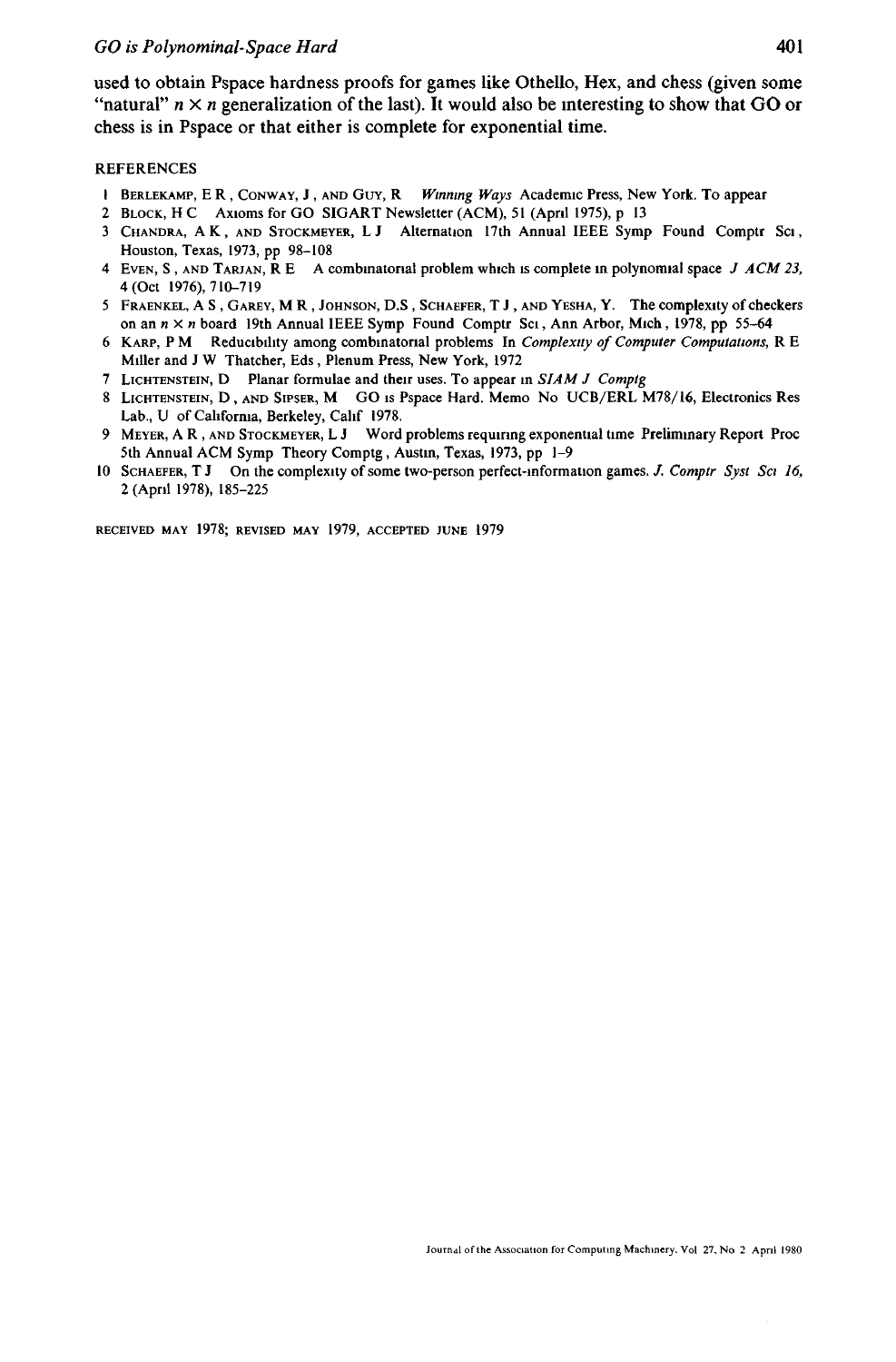used to obtain Pspace hardness proofs for games like Othello, Hex, and chess (given some "natural" $n \times n$ generalization of the last). It would also be interesting to show that GO or chess is in Pspace or that either is complete for exponential time.

REFERENCES

1. BERLEKAMP, E R, CONWAY, J, AND GUY, R *Winning Ways* Academic Press, New York. To appear
2. BLOCK, H C Axioms for GO SIGART Newsletter (ACM), 51 (April 1975), p 13
3. CHANDRA, A K, AND STOCKMEYER, L J Alternation 17th Annual IEEE Symp Found Comptr Sci, Houston, Texas, 1973, pp 98–108
4. EVEN, S, AND TARJAN, R E A combinatorial problem which is complete in polynomial space *J ACM 23*, 4 (Oct 1976), 710–719
5. FRAENKEL, A S, GAREY, M R, JOHNSON, D.S, SCHAEFER, T J, AND YESHA, Y. The complexity of checkers on an $n \times n$ board 19th Annual IEEE Symp Found Comptr Sci, Ann Arbor, Mich, 1978, pp 55–64
6. KARP, P M Reducibility among combinatorial problems In *Complexity of Computer Computations*, R E Miller and J W Thatcher, Eds, Plenum Press, New York, 1972
7. LICHTENSTEIN, D Planar formulae and their uses. To appear in *SIAM J Comptg*
8. LICHTENSTEIN, D, AND SIPSER, M GO is Pspace Hard. Memo No UCB/ERL M78/16, Electronics Res Lab., U of California, Berkeley, Calif 1978.
9. MEYER, A R, AND STOCKMEYER, L J Word problems requiring exponential time Preliminary Report Proc 5th Annual ACM Symp Theory Comptg, Austin, Texas, 1973, pp 1–9
10. SCHAEFER, T J On the complexity of some two-person perfect-information games. *J. Comptr Syst Sci 16*, 2 (April 1978), 185–225

RECEIVED MAY 1978; REVISED MAY 1979, ACCEPTED JUNE 1979